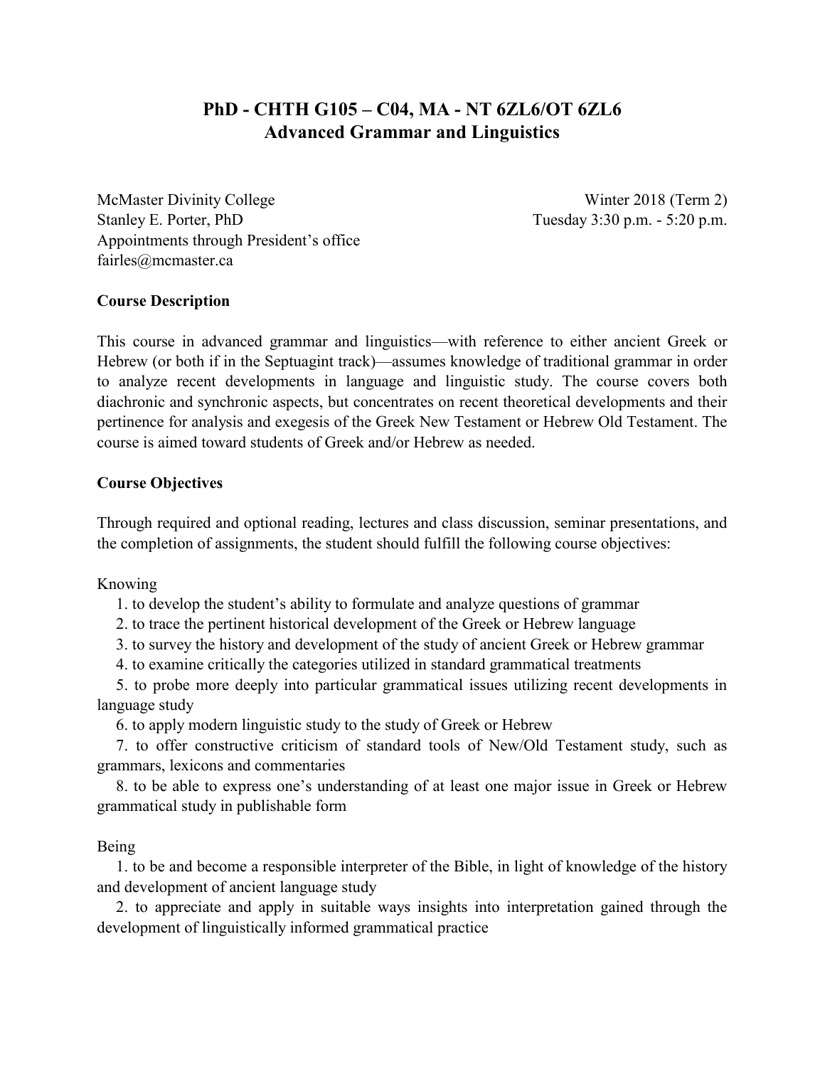# PhD - CHTH G105 – C04, MA - NT 6ZL6/OT 6ZL6
# Advanced Grammar and Linguistics

McMaster Divinity College
Stanley E. Porter, PhD
Appointments through President's office
fairles@mcmaster.ca

Winter 2018 (Term 2)
Tuesday 3:30 p.m. - 5:20 p.m.

**Course Description**

This course in advanced grammar and linguistics—with reference to either ancient Greek or Hebrew (or both if in the Septuagint track)—assumes knowledge of traditional grammar in order to analyze recent developments in language and linguistic study. The course covers both diachronic and synchronic aspects, but concentrates on recent theoretical developments and their pertinence for analysis and exegesis of the Greek New Testament or Hebrew Old Testament. The course is aimed toward students of Greek and/or Hebrew as needed.

**Course Objectives**

Through required and optional reading, lectures and class discussion, seminar presentations, and the completion of assignments, the student should fulfill the following course objectives:

Knowing

1. to develop the student's ability to formulate and analyze questions of grammar
2. to trace the pertinent historical development of the Greek or Hebrew language
3. to survey the history and development of the study of ancient Greek or Hebrew grammar
4. to examine critically the categories utilized in standard grammatical treatments
5. to probe more deeply into particular grammatical issues utilizing recent developments in language study
6. to apply modern linguistic study to the study of Greek or Hebrew
7. to offer constructive criticism of standard tools of New/Old Testament study, such as grammars, lexicons and commentaries
8. to be able to express one's understanding of at least one major issue in Greek or Hebrew grammatical study in publishable form

Being

1. to be and become a responsible interpreter of the Bible, in light of knowledge of the history and development of ancient language study
2. to appreciate and apply in suitable ways insights into interpretation gained through the development of linguistically informed grammatical practice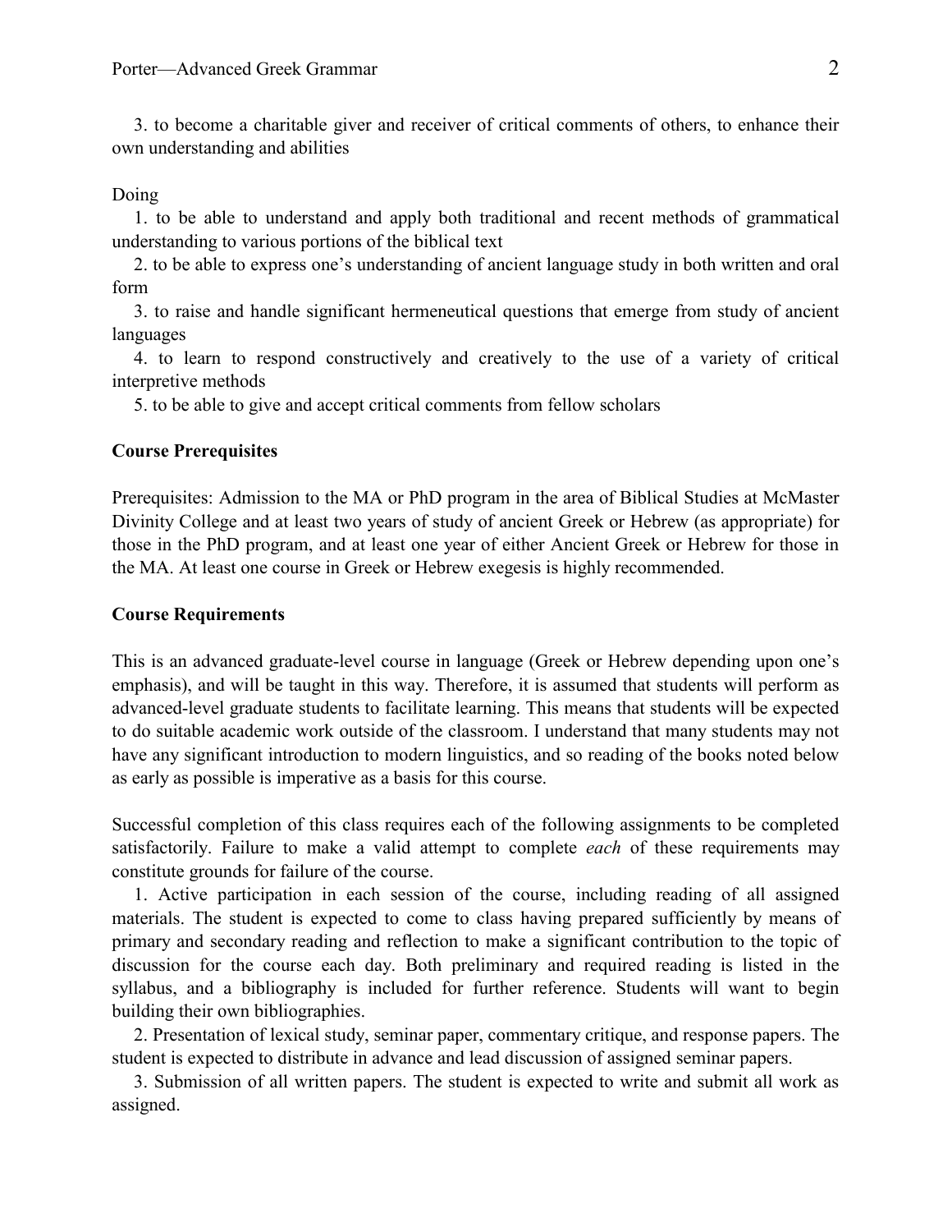3. to become a charitable giver and receiver of critical comments of others, to enhance their own understanding and abilities

Doing

1. to be able to understand and apply both traditional and recent methods of grammatical understanding to various portions of the biblical text
2. to be able to express one's understanding of ancient language study in both written and oral form
3. to raise and handle significant hermeneutical questions that emerge from study of ancient languages
4. to learn to respond constructively and creatively to the use of a variety of critical interpretive methods
5. to be able to give and accept critical comments from fellow scholars

**Course Prerequisites**

Prerequisites: Admission to the MA or PhD program in the area of Biblical Studies at McMaster Divinity College and at least two years of study of ancient Greek or Hebrew (as appropriate) for those in the PhD program, and at least one year of either Ancient Greek or Hebrew for those in the MA. At least one course in Greek or Hebrew exegesis is highly recommended.

**Course Requirements**

This is an advanced graduate-level course in language (Greek or Hebrew depending upon one's emphasis), and will be taught in this way. Therefore, it is assumed that students will perform as advanced-level graduate students to facilitate learning. This means that students will be expected to do suitable academic work outside of the classroom. I understand that many students may not have any significant introduction to modern linguistics, and so reading of the books noted below as early as possible is imperative as a basis for this course.

Successful completion of this class requires each of the following assignments to be completed satisfactorily. Failure to make a valid attempt to complete *each* of these requirements may constitute grounds for failure of the course.

1. Active participation in each session of the course, including reading of all assigned materials. The student is expected to come to class having prepared sufficiently by means of primary and secondary reading and reflection to make a significant contribution to the topic of discussion for the course each day. Both preliminary and required reading is listed in the syllabus, and a bibliography is included for further reference. Students will want to begin building their own bibliographies.
2. Presentation of lexical study, seminar paper, commentary critique, and response papers. The student is expected to distribute in advance and lead discussion of assigned seminar papers.
3. Submission of all written papers. The student is expected to write and submit all work as assigned.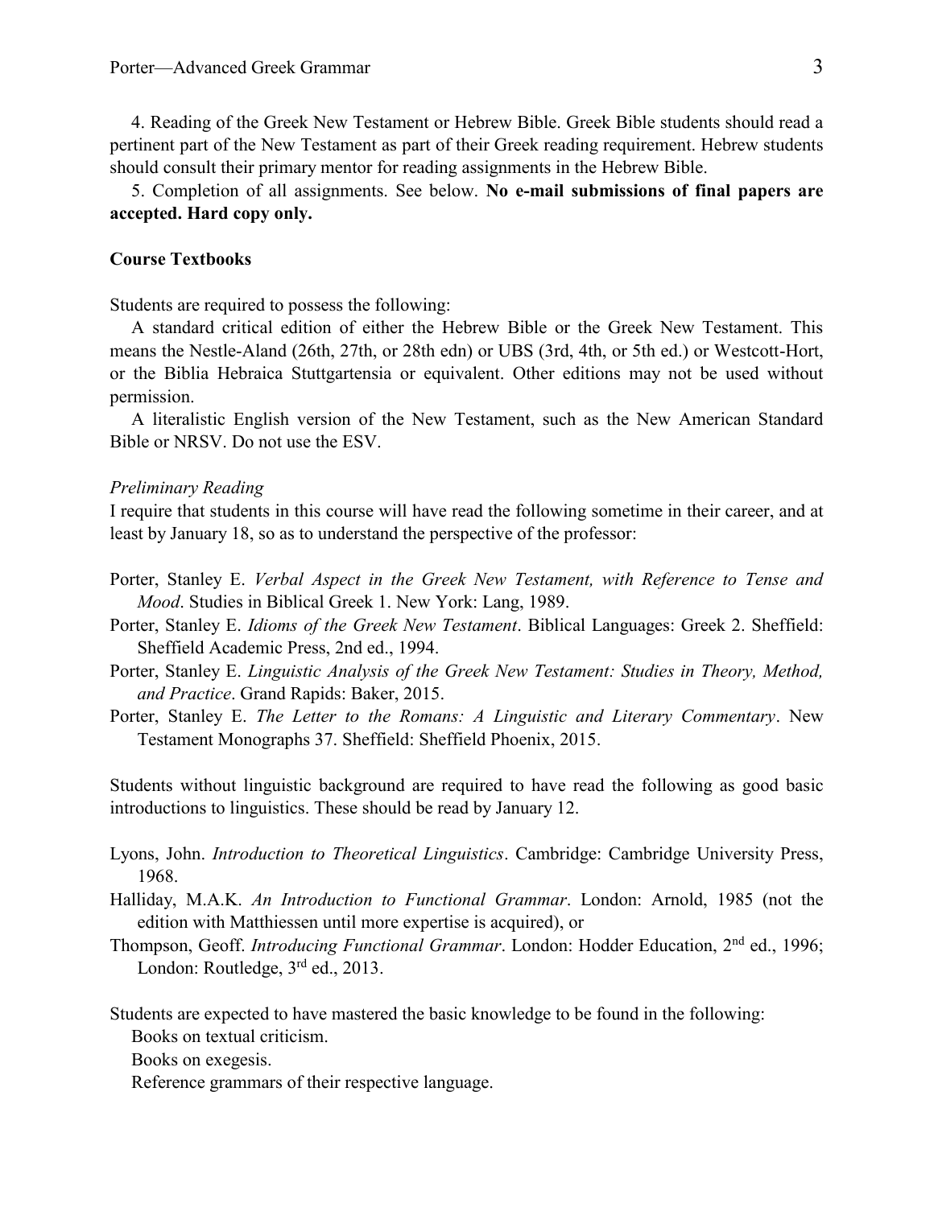4. Reading of the Greek New Testament or Hebrew Bible. Greek Bible students should read a pertinent part of the New Testament as part of their Greek reading requirement. Hebrew students should consult their primary mentor for reading assignments in the Hebrew Bible.

5. Completion of all assignments. See below. **No e-mail submissions of final papers are accepted. Hard copy only.**

**Course Textbooks**

Students are required to possess the following:

A standard critical edition of either the Hebrew Bible or the Greek New Testament. This means the Nestle-Aland (26th, 27th, or 28th edn) or UBS (3rd, 4th, or 5th ed.) or Westcott-Hort, or the Biblia Hebraica Stuttgartensia or equivalent. Other editions may not be used without permission.

A literalistic English version of the New Testament, such as the New American Standard Bible or NRSV. Do not use the ESV.

*Preliminary Reading*

I require that students in this course will have read the following sometime in their career, and at least by January 18, so as to understand the perspective of the professor:

Porter, Stanley E. *Verbal Aspect in the Greek New Testament, with Reference to Tense and Mood*. Studies in Biblical Greek 1. New York: Lang, 1989.

Porter, Stanley E. *Idioms of the Greek New Testament*. Biblical Languages: Greek 2. Sheffield: Sheffield Academic Press, 2nd ed., 1994.

Porter, Stanley E. *Linguistic Analysis of the Greek New Testament: Studies in Theory, Method, and Practice*. Grand Rapids: Baker, 2015.

Porter, Stanley E. *The Letter to the Romans: A Linguistic and Literary Commentary*. New Testament Monographs 37. Sheffield: Sheffield Phoenix, 2015.

Students without linguistic background are required to have read the following as good basic introductions to linguistics. These should be read by January 12.

Lyons, John. *Introduction to Theoretical Linguistics*. Cambridge: Cambridge University Press, 1968.

Halliday, M.A.K. *An Introduction to Functional Grammar*. London: Arnold, 1985 (not the edition with Matthiessen until more expertise is acquired), or

Thompson, Geoff. *Introducing Functional Grammar*. London: Hodder Education, 2nd ed., 1996; London: Routledge, 3rd ed., 2013.

Students are expected to have mastered the basic knowledge to be found in the following:

Books on textual criticism.

Books on exegesis.

Reference grammars of their respective language.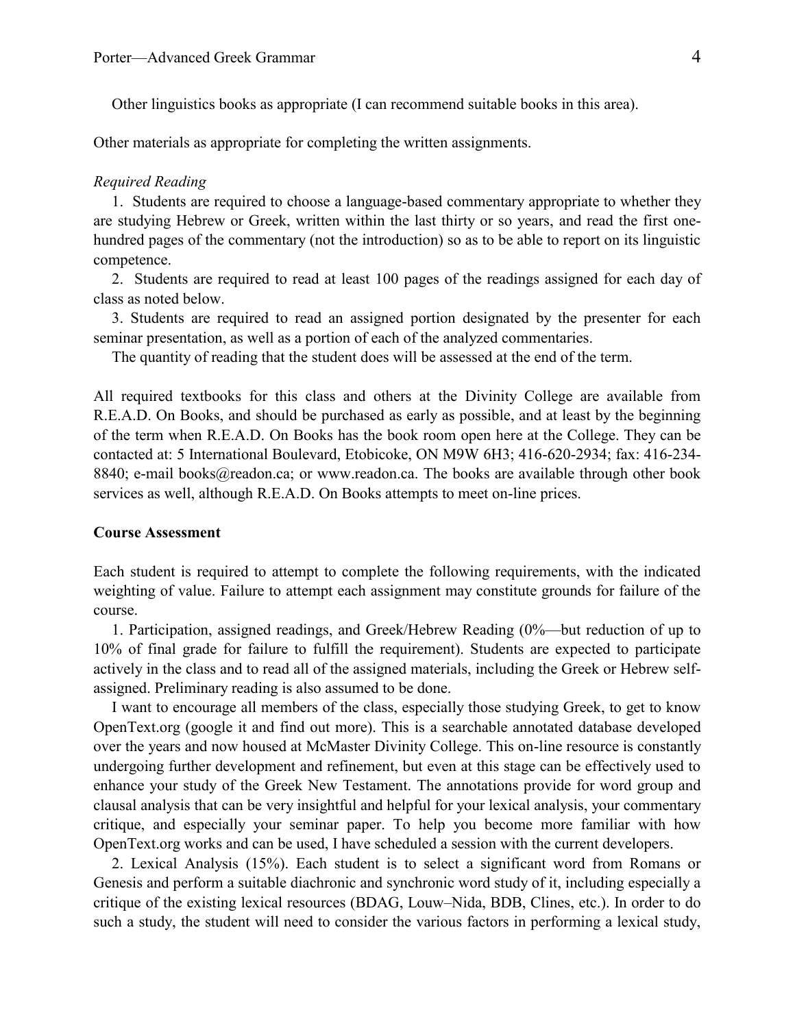Other linguistics books as appropriate (I can recommend suitable books in this area).

Other materials as appropriate for completing the written assignments.

*Required Reading*

1. Students are required to choose a language-based commentary appropriate to whether they are studying Hebrew or Greek, written within the last thirty or so years, and read the first one-hundred pages of the commentary (not the introduction) so as to be able to report on its linguistic competence.

2. Students are required to read at least 100 pages of the readings assigned for each day of class as noted below.

3. Students are required to read an assigned portion designated by the presenter for each seminar presentation, as well as a portion of each of the analyzed commentaries.

The quantity of reading that the student does will be assessed at the end of the term.

All required textbooks for this class and others at the Divinity College are available from R.E.A.D. On Books, and should be purchased as early as possible, and at least by the beginning of the term when R.E.A.D. On Books has the book room open here at the College. They can be contacted at: 5 International Boulevard, Etobicoke, ON M9W 6H3; 416-620-2934; fax: 416-234-8840; e-mail books@readon.ca; or www.readon.ca. The books are available through other book services as well, although R.E.A.D. On Books attempts to meet on-line prices.

**Course Assessment**

Each student is required to attempt to complete the following requirements, with the indicated weighting of value. Failure to attempt each assignment may constitute grounds for failure of the course.

1. Participation, assigned readings, and Greek/Hebrew Reading (0%—but reduction of up to 10% of final grade for failure to fulfill the requirement). Students are expected to participate actively in the class and to read all of the assigned materials, including the Greek or Hebrew self-assigned. Preliminary reading is also assumed to be done.

I want to encourage all members of the class, especially those studying Greek, to get to know OpenText.org (google it and find out more). This is a searchable annotated database developed over the years and now housed at McMaster Divinity College. This on-line resource is constantly undergoing further development and refinement, but even at this stage can be effectively used to enhance your study of the Greek New Testament. The annotations provide for word group and clausal analysis that can be very insightful and helpful for your lexical analysis, your commentary critique, and especially your seminar paper. To help you become more familiar with how OpenText.org works and can be used, I have scheduled a session with the current developers.

2. Lexical Analysis (15%). Each student is to select a significant word from Romans or Genesis and perform a suitable diachronic and synchronic word study of it, including especially a critique of the existing lexical resources (BDAG, Louw–Nida, BDB, Clines, etc.). In order to do such a study, the student will need to consider the various factors in performing a lexical study,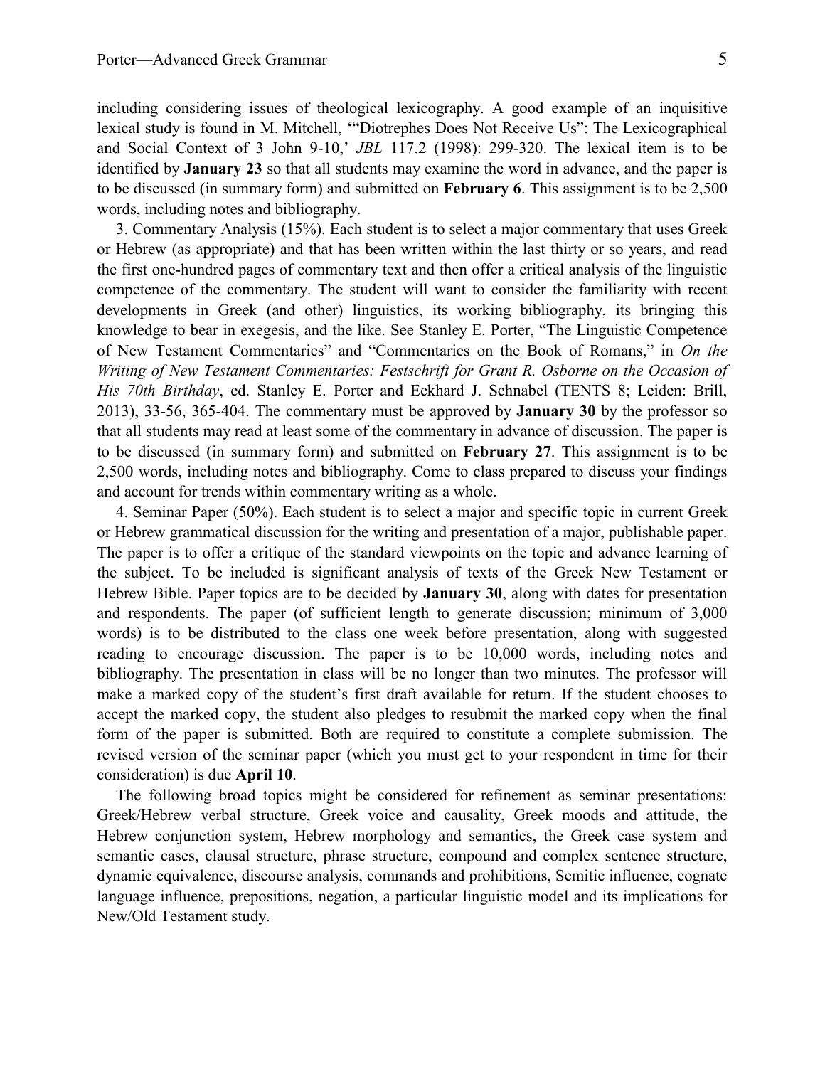including considering issues of theological lexicography. A good example of an inquisitive lexical study is found in M. Mitchell, '"Diotrephes Does Not Receive Us": The Lexicographical and Social Context of 3 John 9-10,' *JBL* 117.2 (1998): 299-320. The lexical item is to be identified by **January 23** so that all students may examine the word in advance, and the paper is to be discussed (in summary form) and submitted on **February 6**. This assignment is to be 2,500 words, including notes and bibliography.

3. Commentary Analysis (15%). Each student is to select a major commentary that uses Greek or Hebrew (as appropriate) and that has been written within the last thirty or so years, and read the first one-hundred pages of commentary text and then offer a critical analysis of the linguistic competence of the commentary. The student will want to consider the familiarity with recent developments in Greek (and other) linguistics, its working bibliography, its bringing this knowledge to bear in exegesis, and the like. See Stanley E. Porter, "The Linguistic Competence of New Testament Commentaries" and "Commentaries on the Book of Romans," in *On the Writing of New Testament Commentaries: Festschrift for Grant R. Osborne on the Occasion of His 70th Birthday*, ed. Stanley E. Porter and Eckhard J. Schnabel (TENTS 8; Leiden: Brill, 2013), 33-56, 365-404. The commentary must be approved by **January 30** by the professor so that all students may read at least some of the commentary in advance of discussion. The paper is to be discussed (in summary form) and submitted on **February 27**. This assignment is to be 2,500 words, including notes and bibliography. Come to class prepared to discuss your findings and account for trends within commentary writing as a whole.

4. Seminar Paper (50%). Each student is to select a major and specific topic in current Greek or Hebrew grammatical discussion for the writing and presentation of a major, publishable paper. The paper is to offer a critique of the standard viewpoints on the topic and advance learning of the subject. To be included is significant analysis of texts of the Greek New Testament or Hebrew Bible. Paper topics are to be decided by **January 30**, along with dates for presentation and respondents. The paper (of sufficient length to generate discussion; minimum of 3,000 words) is to be distributed to the class one week before presentation, along with suggested reading to encourage discussion. The paper is to be 10,000 words, including notes and bibliography. The presentation in class will be no longer than two minutes. The professor will make a marked copy of the student's first draft available for return. If the student chooses to accept the marked copy, the student also pledges to resubmit the marked copy when the final form of the paper is submitted. Both are required to constitute a complete submission. The revised version of the seminar paper (which you must get to your respondent in time for their consideration) is due **April 10**.

The following broad topics might be considered for refinement as seminar presentations: Greek/Hebrew verbal structure, Greek voice and causality, Greek moods and attitude, the Hebrew conjunction system, Hebrew morphology and semantics, the Greek case system and semantic cases, clausal structure, phrase structure, compound and complex sentence structure, dynamic equivalence, discourse analysis, commands and prohibitions, Semitic influence, cognate language influence, prepositions, negation, a particular linguistic model and its implications for New/Old Testament study.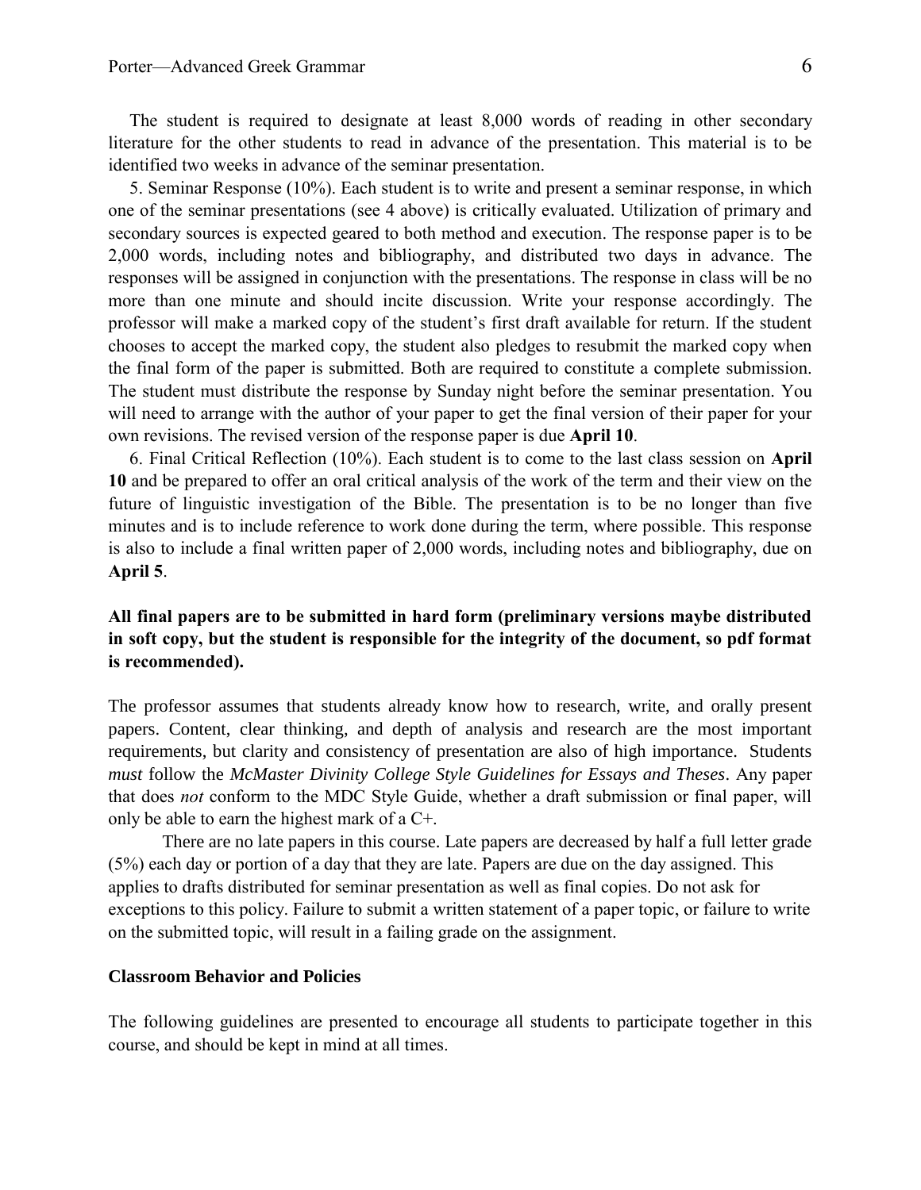The student is required to designate at least 8,000 words of reading in other secondary literature for the other students to read in advance of the presentation. This material is to be identified two weeks in advance of the seminar presentation.

5. Seminar Response (10%). Each student is to write and present a seminar response, in which one of the seminar presentations (see 4 above) is critically evaluated. Utilization of primary and secondary sources is expected geared to both method and execution. The response paper is to be 2,000 words, including notes and bibliography, and distributed two days in advance. The responses will be assigned in conjunction with the presentations. The response in class will be no more than one minute and should incite discussion. Write your response accordingly. The professor will make a marked copy of the student's first draft available for return. If the student chooses to accept the marked copy, the student also pledges to resubmit the marked copy when the final form of the paper is submitted. Both are required to constitute a complete submission. The student must distribute the response by Sunday night before the seminar presentation. You will need to arrange with the author of your paper to get the final version of their paper for your own revisions. The revised version of the response paper is due **April 10**.

6. Final Critical Reflection (10%). Each student is to come to the last class session on **April 10** and be prepared to offer an oral critical analysis of the work of the term and their view on the future of linguistic investigation of the Bible. The presentation is to be no longer than five minutes and is to include reference to work done during the term, where possible. This response is also to include a final written paper of 2,000 words, including notes and bibliography, due on **April 5**.

**All final papers are to be submitted in hard form (preliminary versions maybe distributed in soft copy, but the student is responsible for the integrity of the document, so pdf format is recommended).**

The professor assumes that students already know how to research, write, and orally present papers. Content, clear thinking, and depth of analysis and research are the most important requirements, but clarity and consistency of presentation are also of high importance. Students *must* follow the *McMaster Divinity College Style Guidelines for Essays and Theses*. Any paper that does *not* conform to the MDC Style Guide, whether a draft submission or final paper, will only be able to earn the highest mark of a C+.

There are no late papers in this course. Late papers are decreased by half a full letter grade (5%) each day or portion of a day that they are late. Papers are due on the day assigned. This applies to drafts distributed for seminar presentation as well as final copies. Do not ask for exceptions to this policy. Failure to submit a written statement of a paper topic, or failure to write on the submitted topic, will result in a failing grade on the assignment.

### Classroom Behavior and Policies

The following guidelines are presented to encourage all students to participate together in this course, and should be kept in mind at all times.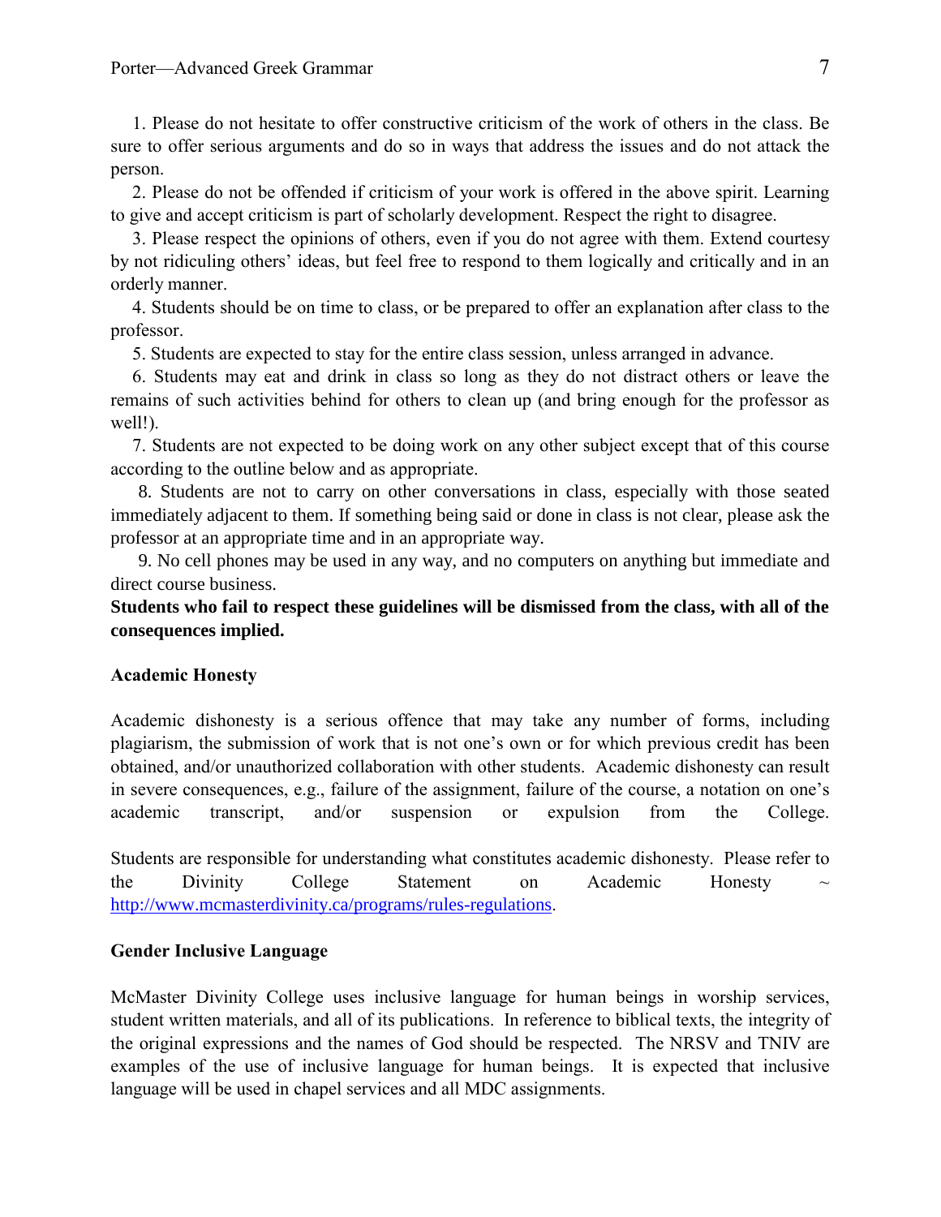1. Please do not hesitate to offer constructive criticism of the work of others in the class. Be sure to offer serious arguments and do so in ways that address the issues and do not attack the person.
2. Please do not be offended if criticism of your work is offered in the above spirit. Learning to give and accept criticism is part of scholarly development. Respect the right to disagree.
3. Please respect the opinions of others, even if you do not agree with them. Extend courtesy by not ridiculing others' ideas, but feel free to respond to them logically and critically and in an orderly manner.
4. Students should be on time to class, or be prepared to offer an explanation after class to the professor.
5. Students are expected to stay for the entire class session, unless arranged in advance.
6. Students may eat and drink in class so long as they do not distract others or leave the remains of such activities behind for others to clean up (and bring enough for the professor as well!).
7. Students are not expected to be doing work on any other subject except that of this course according to the outline below and as appropriate.
8. Students are not to carry on other conversations in class, especially with those seated immediately adjacent to them. If something being said or done in class is not clear, please ask the professor at an appropriate time and in an appropriate way.
9. No cell phones may be used in any way, and no computers on anything but immediate and direct course business.

**Students who fail to respect these guidelines will be dismissed from the class, with all of the consequences implied.**

**Academic Honesty**

Academic dishonesty is a serious offence that may take any number of forms, including plagiarism, the submission of work that is not one's own or for which previous credit has been obtained, and/or unauthorized collaboration with other students. Academic dishonesty can result in severe consequences, e.g., failure of the assignment, failure of the course, a notation on one's academic transcript, and/or suspension or expulsion from the College.

Students are responsible for understanding what constitutes academic dishonesty. Please refer to the Divinity College Statement on Academic Honesty ~ http://www.mcmasterdivinity.ca/programs/rules-regulations.

**Gender Inclusive Language**

McMaster Divinity College uses inclusive language for human beings in worship services, student written materials, and all of its publications. In reference to biblical texts, the integrity of the original expressions and the names of God should be respected. The NRSV and TNIV are examples of the use of inclusive language for human beings. It is expected that inclusive language will be used in chapel services and all MDC assignments.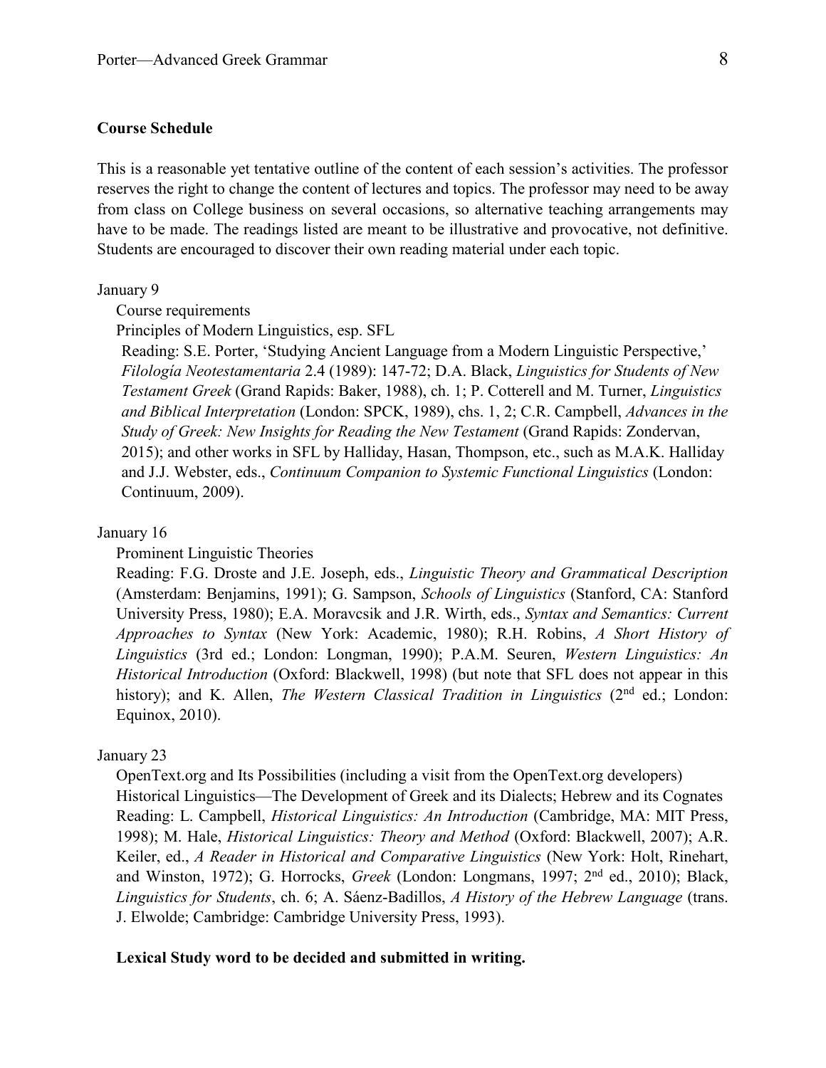**Course Schedule**

This is a reasonable yet tentative outline of the content of each session's activities. The professor reserves the right to change the content of lectures and topics. The professor may need to be away from class on College business on several occasions, so alternative teaching arrangements may have to be made. The readings listed are meant to be illustrative and provocative, not definitive. Students are encouraged to discover their own reading material under each topic.

January 9

Course requirements

Principles of Modern Linguistics, esp. SFL

Reading: S.E. Porter, 'Studying Ancient Language from a Modern Linguistic Perspective,' *Filología Neotestamentaria* 2.4 (1989): 147-72; D.A. Black, *Linguistics for Students of New Testament Greek* (Grand Rapids: Baker, 1988), ch. 1; P. Cotterell and M. Turner, *Linguistics and Biblical Interpretation* (London: SPCK, 1989), chs. 1, 2; C.R. Campbell, *Advances in the Study of Greek: New Insights for Reading the New Testament* (Grand Rapids: Zondervan, 2015); and other works in SFL by Halliday, Hasan, Thompson, etc., such as M.A.K. Halliday and J.J. Webster, eds., *Continuum Companion to Systemic Functional Linguistics* (London: Continuum, 2009).

January 16

Prominent Linguistic Theories

Reading: F.G. Droste and J.E. Joseph, eds., *Linguistic Theory and Grammatical Description* (Amsterdam: Benjamins, 1991); G. Sampson, *Schools of Linguistics* (Stanford, CA: Stanford University Press, 1980); E.A. Moravcsik and J.R. Wirth, eds., *Syntax and Semantics: Current Approaches to Syntax* (New York: Academic, 1980); R.H. Robins, *A Short History of Linguistics* (3rd ed.; London: Longman, 1990); P.A.M. Seuren, *Western Linguistics: An Historical Introduction* (Oxford: Blackwell, 1998) (but note that SFL does not appear in this history); and K. Allen, *The Western Classical Tradition in Linguistics* (2nd ed.; London: Equinox, 2010).

January 23

OpenText.org and Its Possibilities (including a visit from the OpenText.org developers)

Historical Linguistics—The Development of Greek and its Dialects; Hebrew and its Cognates

Reading: L. Campbell, *Historical Linguistics: An Introduction* (Cambridge, MA: MIT Press, 1998); M. Hale, *Historical Linguistics: Theory and Method* (Oxford: Blackwell, 2007); A.R. Keiler, ed., *A Reader in Historical and Comparative Linguistics* (New York: Holt, Rinehart, and Winston, 1972); G. Horrocks, *Greek* (London: Longmans, 1997; 2nd ed., 2010); Black, *Linguistics for Students*, ch. 6; A. Sáenz-Badillos, *A History of the Hebrew Language* (trans. J. Elwolde; Cambridge: Cambridge University Press, 1993).

**Lexical Study word to be decided and submitted in writing.**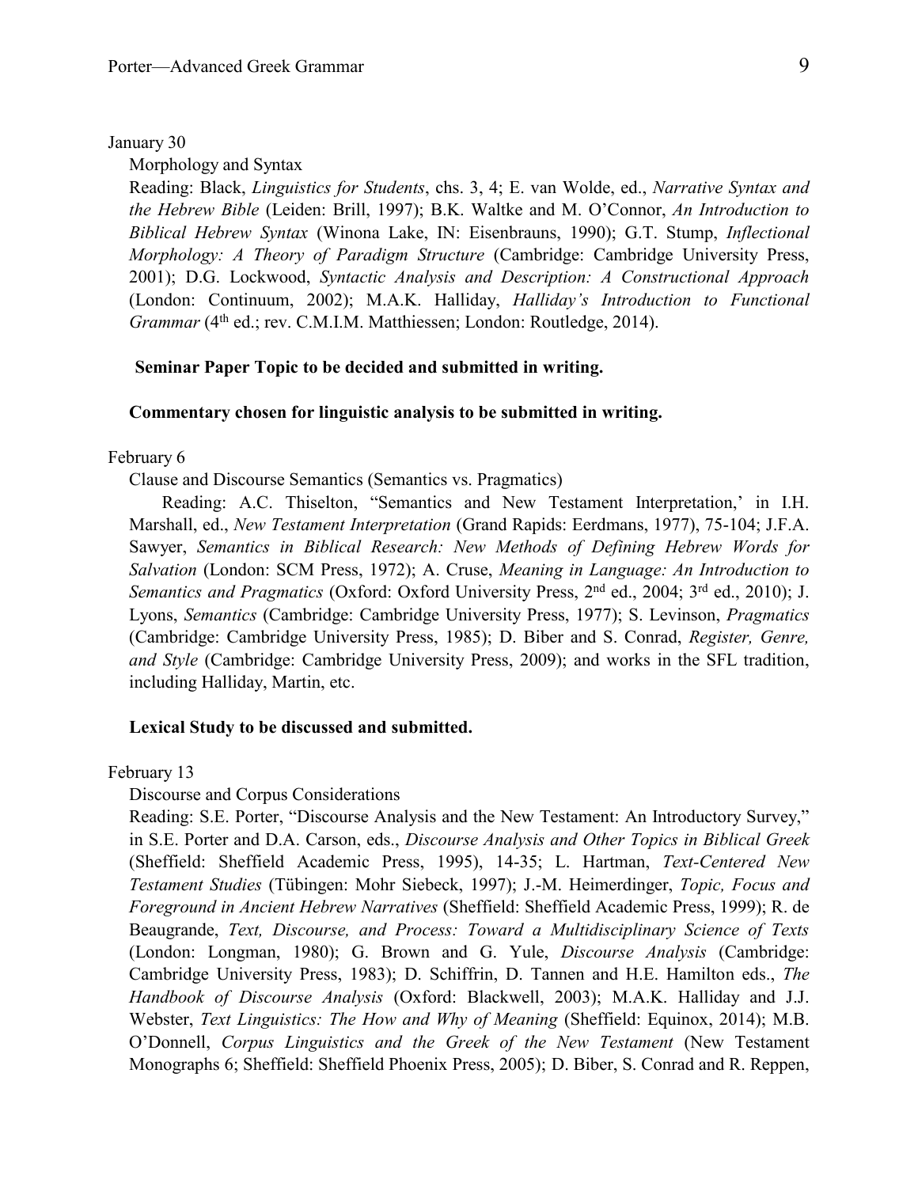January 30

Morphology and Syntax

Reading: Black, *Linguistics for Students*, chs. 3, 4; E. van Wolde, ed., *Narrative Syntax and the Hebrew Bible* (Leiden: Brill, 1997); B.K. Waltke and M. O'Connor, *An Introduction to Biblical Hebrew Syntax* (Winona Lake, IN: Eisenbrauns, 1990); G.T. Stump, *Inflectional Morphology: A Theory of Paradigm Structure* (Cambridge: Cambridge University Press, 2001); D.G. Lockwood, *Syntactic Analysis and Description: A Constructional Approach* (London: Continuum, 2002); M.A.K. Halliday, *Halliday's Introduction to Functional Grammar* (4th ed.; rev. C.M.I.M. Matthiessen; London: Routledge, 2014).

**Seminar Paper Topic to be decided and submitted in writing.**

**Commentary chosen for linguistic analysis to be submitted in writing.**

February 6

Clause and Discourse Semantics (Semantics vs. Pragmatics)

Reading: A.C. Thiselton, "Semantics and New Testament Interpretation,' in I.H. Marshall, ed., *New Testament Interpretation* (Grand Rapids: Eerdmans, 1977), 75-104; J.F.A. Sawyer, *Semantics in Biblical Research: New Methods of Defining Hebrew Words for Salvation* (London: SCM Press, 1972); A. Cruse, *Meaning in Language: An Introduction to Semantics and Pragmatics* (Oxford: Oxford University Press, 2nd ed., 2004; 3rd ed., 2010); J. Lyons, *Semantics* (Cambridge: Cambridge University Press, 1977); S. Levinson, *Pragmatics* (Cambridge: Cambridge University Press, 1985); D. Biber and S. Conrad, *Register, Genre, and Style* (Cambridge: Cambridge University Press, 2009); and works in the SFL tradition, including Halliday, Martin, etc.

**Lexical Study to be discussed and submitted.**

February 13

Discourse and Corpus Considerations

Reading: S.E. Porter, "Discourse Analysis and the New Testament: An Introductory Survey," in S.E. Porter and D.A. Carson, eds., *Discourse Analysis and Other Topics in Biblical Greek* (Sheffield: Sheffield Academic Press, 1995), 14-35; L. Hartman, *Text-Centered New Testament Studies* (Tübingen: Mohr Siebeck, 1997); J.-M. Heimerdinger, *Topic, Focus and Foreground in Ancient Hebrew Narratives* (Sheffield: Sheffield Academic Press, 1999); R. de Beaugrande, *Text, Discourse, and Process: Toward a Multidisciplinary Science of Texts* (London: Longman, 1980); G. Brown and G. Yule, *Discourse Analysis* (Cambridge: Cambridge University Press, 1983); D. Schiffrin, D. Tannen and H.E. Hamilton eds., *The Handbook of Discourse Analysis* (Oxford: Blackwell, 2003); M.A.K. Halliday and J.J. Webster, *Text Linguistics: The How and Why of Meaning* (Sheffield: Equinox, 2014); M.B. O'Donnell, *Corpus Linguistics and the Greek of the New Testament* (New Testament Monographs 6; Sheffield: Sheffield Phoenix Press, 2005); D. Biber, S. Conrad and R. Reppen,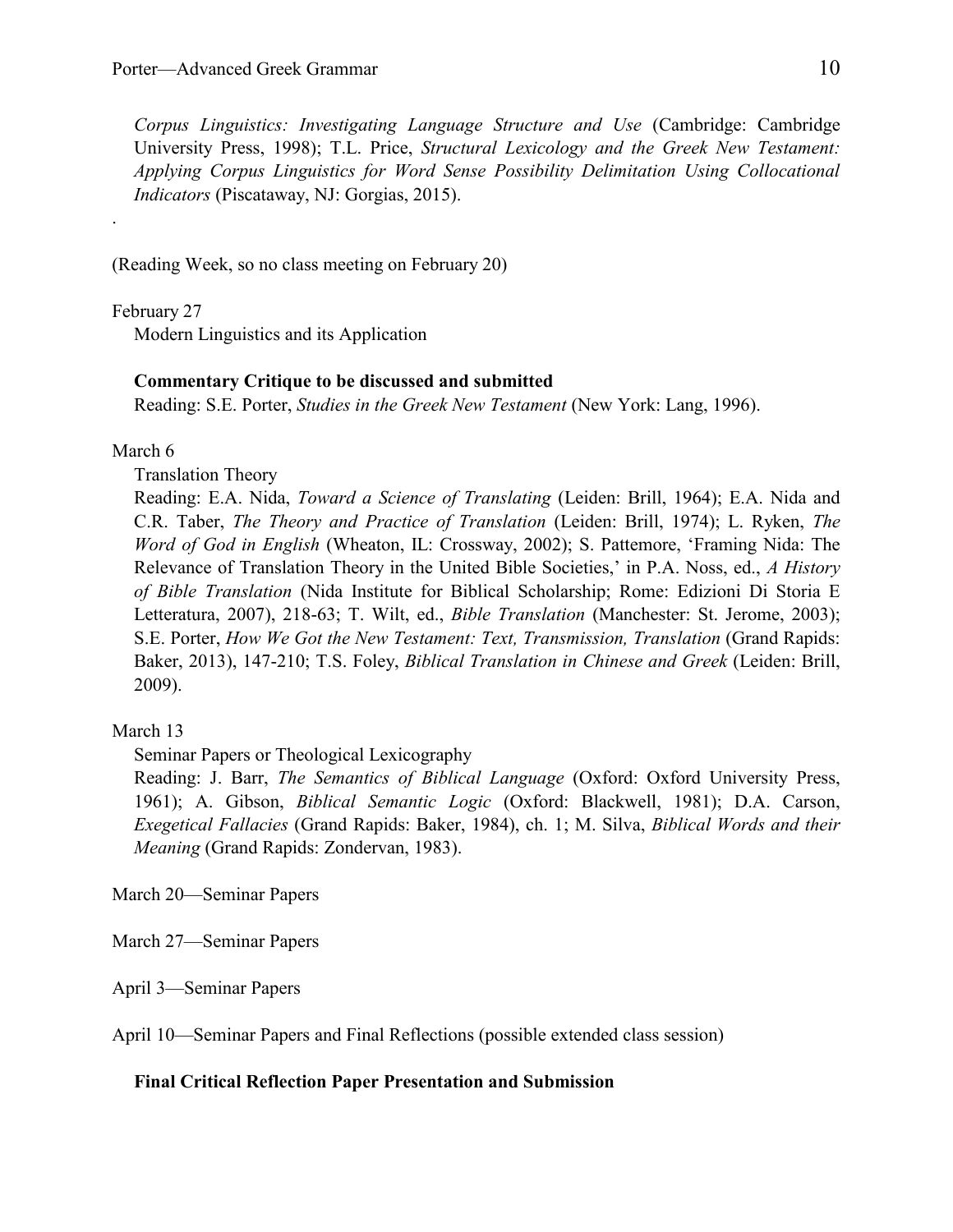*Corpus Linguistics: Investigating Language Structure and Use* (Cambridge: Cambridge University Press, 1998); T.L. Price, *Structural Lexicology and the Greek New Testament: Applying Corpus Linguistics for Word Sense Possibility Delimitation Using Collocational Indicators* (Piscataway, NJ: Gorgias, 2015).

.

(Reading Week, so no class meeting on February 20)

February 27

Modern Linguistics and its Application

**Commentary Critique to be discussed and submitted**

Reading: S.E. Porter, *Studies in the Greek New Testament* (New York: Lang, 1996).

March 6

Translation Theory

Reading: E.A. Nida, *Toward a Science of Translating* (Leiden: Brill, 1964); E.A. Nida and C.R. Taber, *The Theory and Practice of Translation* (Leiden: Brill, 1974); L. Ryken, *The Word of God in English* (Wheaton, IL: Crossway, 2002); S. Pattemore, 'Framing Nida: The Relevance of Translation Theory in the United Bible Societies,' in P.A. Noss, ed., *A History of Bible Translation* (Nida Institute for Biblical Scholarship; Rome: Edizioni Di Storia E Letteratura, 2007), 218-63; T. Wilt, ed., *Bible Translation* (Manchester: St. Jerome, 2003); S.E. Porter, *How We Got the New Testament: Text, Transmission, Translation* (Grand Rapids: Baker, 2013), 147-210; T.S. Foley, *Biblical Translation in Chinese and Greek* (Leiden: Brill, 2009).

March 13

Seminar Papers or Theological Lexicography

Reading: J. Barr, *The Semantics of Biblical Language* (Oxford: Oxford University Press, 1961); A. Gibson, *Biblical Semantic Logic* (Oxford: Blackwell, 1981); D.A. Carson, *Exegetical Fallacies* (Grand Rapids: Baker, 1984), ch. 1; M. Silva, *Biblical Words and their Meaning* (Grand Rapids: Zondervan, 1983).

March 20—Seminar Papers

March 27—Seminar Papers

April 3—Seminar Papers

April 10—Seminar Papers and Final Reflections (possible extended class session)

**Final Critical Reflection Paper Presentation and Submission**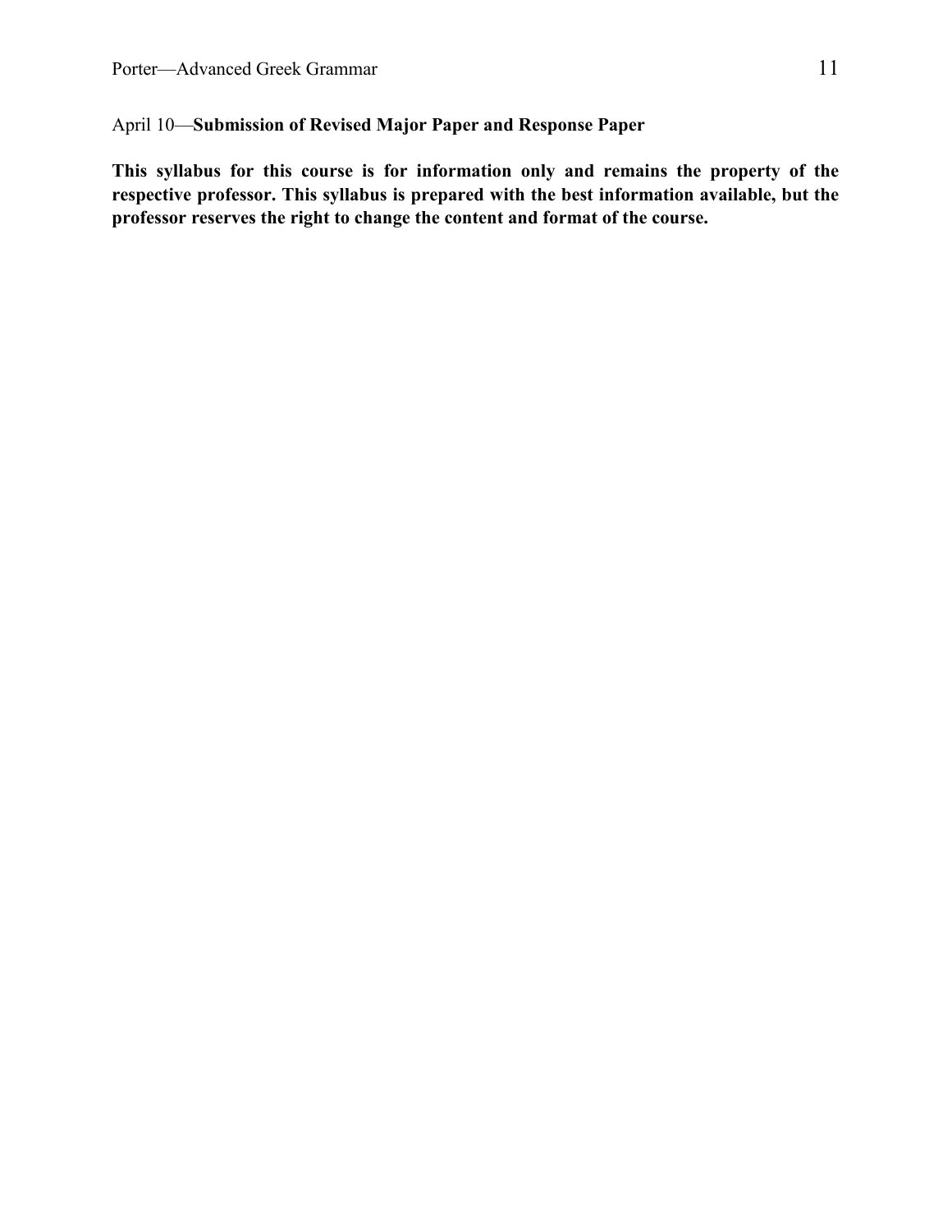April 10—**Submission of Revised Major Paper and Response Paper**

**This syllabus for this course is for information only and remains the property of the respective professor. This syllabus is prepared with the best information available, but the professor reserves the right to change the content and format of the course.**